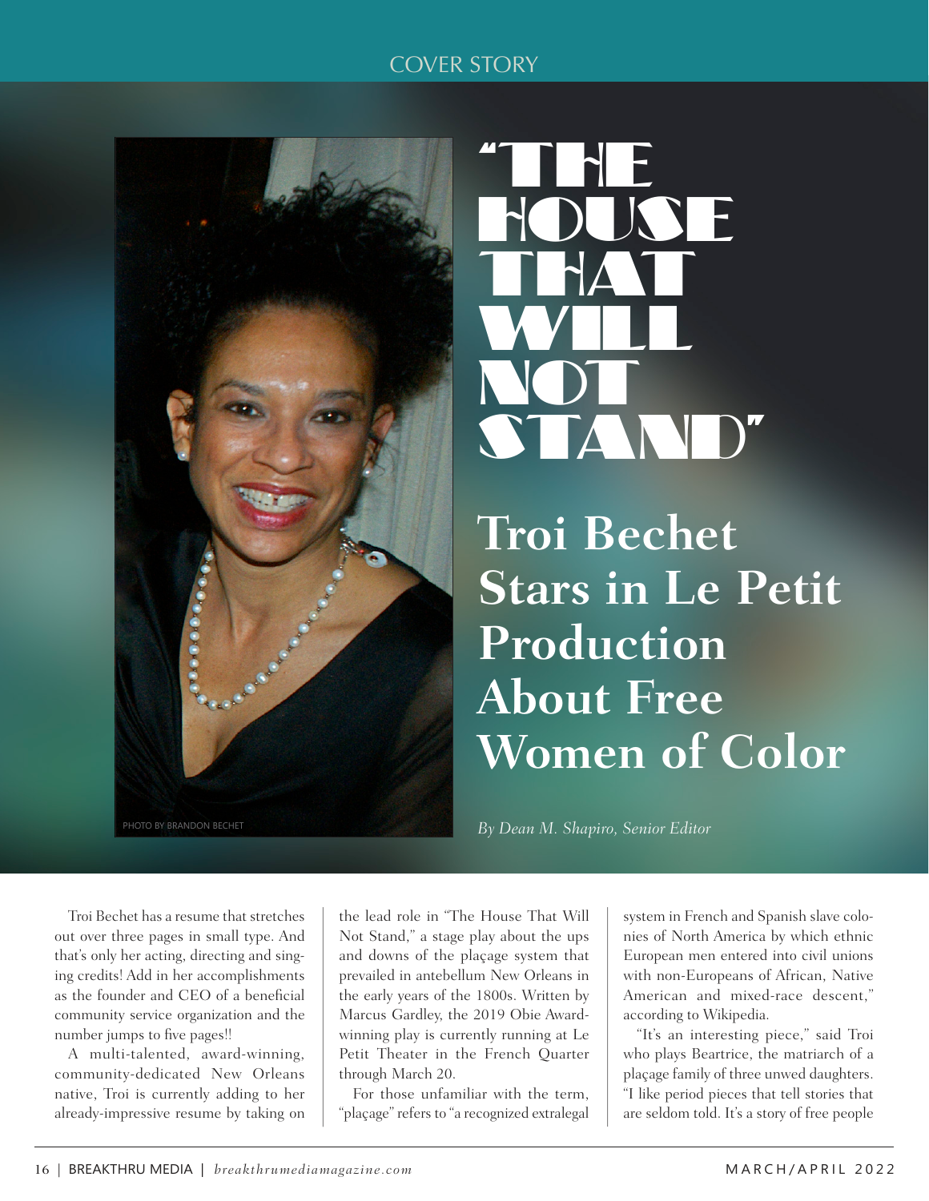# "THE HOUSE THAT WILL NOT STAND"

## Troi Bechet Stars in Le Petit Production About Free Women of Color

PHOTO BY BRANDON BECHET

*By Dean M. Shapiro, Senior Editor*

Troi Bechet has a resume that stretches out over three pages in small type. And that's only her acting, directing and singing credits! Add in her accomplishments as the founder and CEO of a beneficial community service organization and the number jumps to five pages!!

A multi-talented, award-winning, community-dedicated New Orleans native, Troi is currently adding to her already-impressive resume by taking on the lead role in "The House That Will Not Stand," a stage play about the ups and downs of the plaçage system that prevailed in antebellum New Orleans in the early years of the 1800s. Written by Marcus Gardley, the 2019 Obie Award-winning play is currently running at Le Petit Theater in the French Quarter through March 20.

For those unfamiliar with the term, "plaçage" refers to "a recognized extralegal system in French and Spanish slave colonies of North America by which ethnic European men entered into civil unions with non-Europeans of African, Native American and mixed-race descent," according to Wikipedia.

"It's an interesting piece," said Troi who plays Beartrice, the matriarch of a plaçage family of three unwed daughters. "I like period pieces that tell stories that are seldom told. It's a story of free people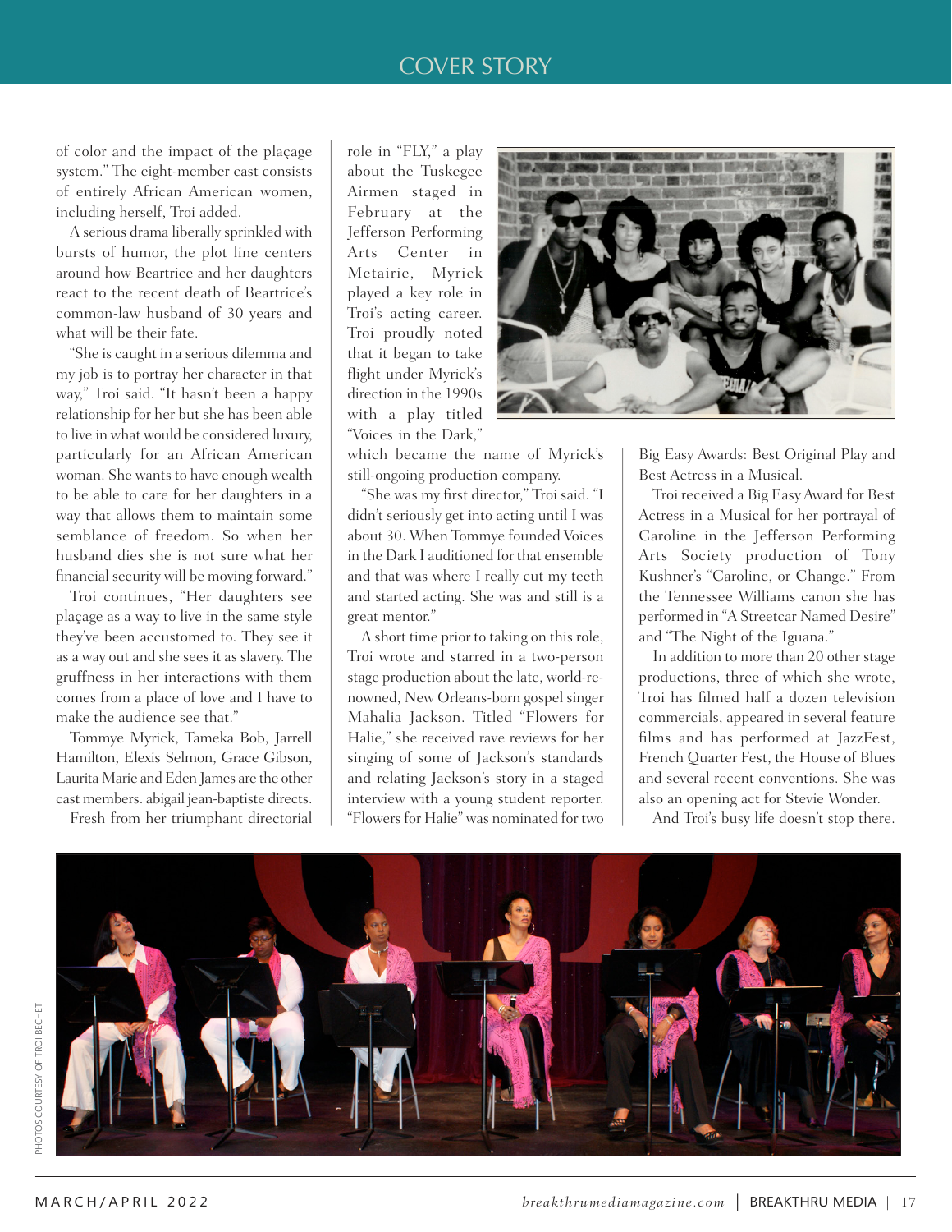of color and the impact of the plaçage system." The eight-member cast consists of entirely African American women, including herself, Troi added.

A serious drama liberally sprinkled with bursts of humor, the plot line centers around how Beartrice and her daughters react to the recent death of Beartrice's common-law husband of 30 years and what will be their fate.

"She is caught in a serious dilemma and my job is to portray her character in that way," Troi said. "It hasn't been a happy relationship for her but she has been able to live in what would be considered luxury, particularly for an African American woman. She wants to have enough wealth to be able to care for her daughters in a way that allows them to maintain some semblance of freedom. So when her husband dies she is not sure what her financial security will be moving forward."

Troi continues, "Her daughters see plaçage as a way to live in the same style they've been accustomed to. They see it as a way out and she sees it as slavery. The gruffness in her interactions with them comes from a place of love and I have to make the audience see that."

Tommye Myrick, Tameka Bob, Jarrell Hamilton, Elexis Selmon, Grace Gibson, Laurita Marie and Eden James are the other cast members. abigail jean-baptiste directs.

Fresh from her triumphant directorial role in "FLY," a play about the Tuskegee Airmen staged in February at the Jefferson Performing Arts Center in Metairie, Myrick played a key role in Troi's acting career. Troi proudly noted that it began to take flight under Myrick's direction in the 1990s with a play titled "Voices in the Dark," which became the name of Myrick's still-ongoing production company.

"She was my first director," Troi said. "I didn't seriously get into acting until I was about 30. When Tommye founded Voices in the Dark I auditioned for that ensemble and that was where I really cut my teeth and started acting. She was and still is a great mentor."

A short time prior to taking on this role, Troi wrote and starred in a two-person stage production about the late, world-renowned, New Orleans-born gospel singer Mahalia Jackson. Titled "Flowers for Halie," she received rave reviews for her singing of some of Jackson's standards and relating Jackson's story in a staged interview with a young student reporter. "Flowers for Halie" was nominated for two Big Easy Awards: Best Original Play and Best Actress in a Musical.

Troi received a Big Easy Award for Best Actress in a Musical for her portrayal of Caroline in the Jefferson Performing Arts Society production of Tony Kushner's "Caroline, or Change." From the Tennessee Williams canon she has performed in "A Streetcar Named Desire" and "The Night of the Iguana."

In addition to more than 20 other stage productions, three of which she wrote, Troi has filmed half a dozen television commercials, appeared in several feature films and has performed at JazzFest, French Quarter Fest, the House of Blues and several recent conventions. She was also an opening act for Stevie Wonder.

And Troi's busy life doesn't stop there.

PHOTOS COURTESY OF TROI BECHET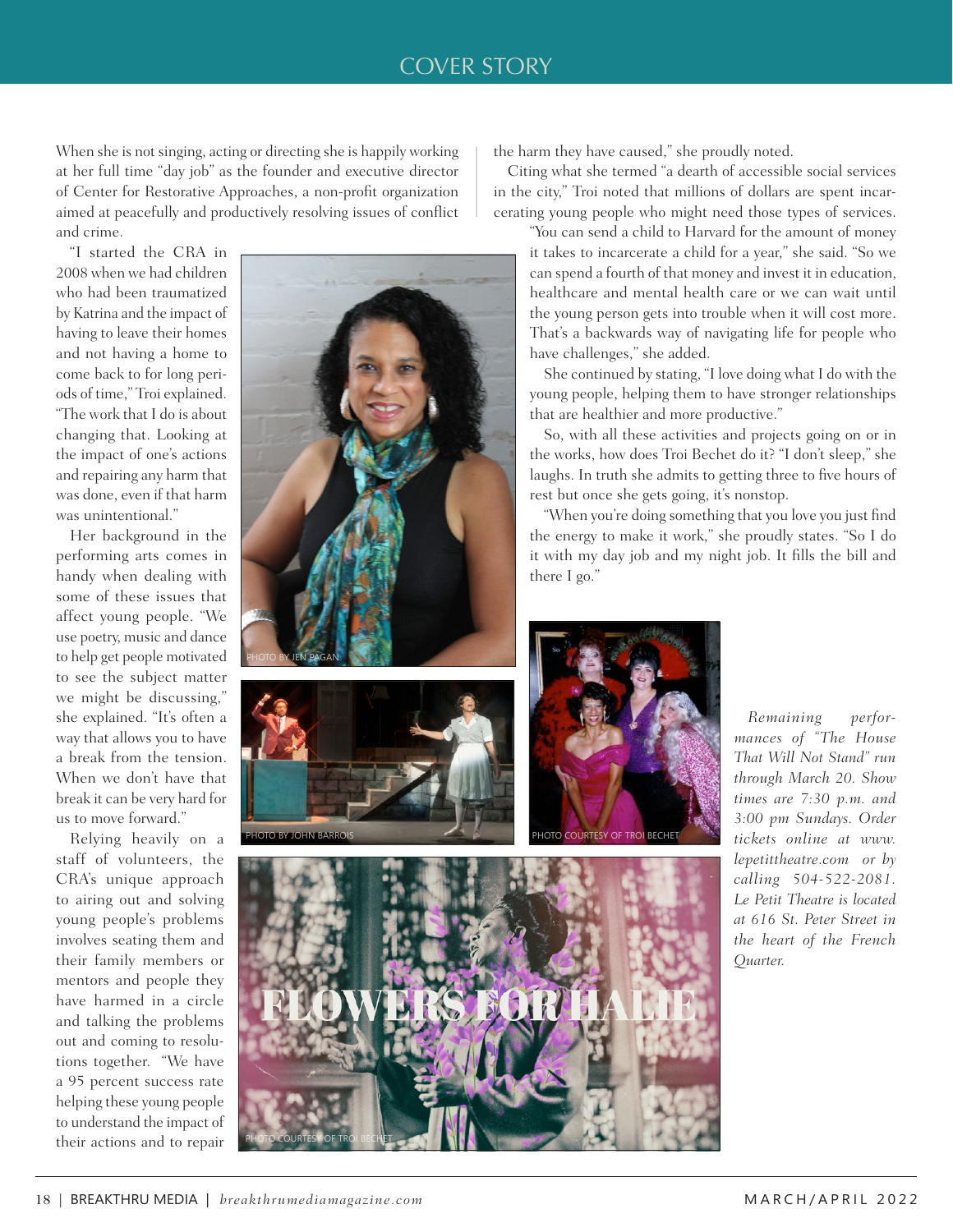When she is not singing, acting or directing she is happily working at her full time "day job" as the founder and executive director of Center for Restorative Approaches, a non-profit organization aimed at peacefully and productively resolving issues of conflict and crime.

"I started the CRA in 2008 when we had children who had been traumatized by Katrina and the impact of having to leave their homes and not having a home to come back to for long periods of time," Troi explained. "The work that I do is about changing that. Looking at the impact of one's actions and repairing any harm that was done, even if that harm was unintentional."

Her background in the performing arts comes in handy when dealing with some of these issues that affect young people. "We use poetry, music and dance to help get people motivated to see the subject matter we might be discussing," she explained. "It's often a way that allows you to have a break from the tension. When we don't have that break it can be very hard for us to move forward."

Relying heavily on a staff of volunteers, the CRA's unique approach to airing out and solving young people's problems involves seating them and their family members or mentors and people they have harmed in a circle and talking the problems out and coming to resolutions together. "We have a 95 percent success rate helping these young people to understand the impact of their actions and to repair the harm they have caused," she proudly noted.

Citing what she termed "a dearth of accessible social services in the city," Troi noted that millions of dollars are spent incarcerating young people who might need those types of services.

"You can send a child to Harvard for the amount of money it takes to incarcerate a child for a year," she said. "So we can spend a fourth of that money and invest it in education, healthcare and mental health care or we can wait until the young person gets into trouble when it will cost more. That's a backwards way of navigating life for people who have challenges," she added.

She continued by stating, "I love doing what I do with the young people, helping them to have stronger relationships that are healthier and more productive."

So, with all these activities and projects going on or in the works, how does Troi Bechet do it? "I don't sleep," she laughs. In truth she admits to getting three to five hours of rest but once she gets going, it's nonstop.

"When you're doing something that you love you just find the energy to make it work," she proudly states. "So I do it with my day job and my night job. It fills the bill and there I go."

PHOTO BY JEN PAGAN

PHOTO BY JOHN BARROIS

PHOTO COURTESY OF TROI BECHET

PHOTO COURTESY OF TROI BECHET

*Remaining performances of "The House That Will Not Stand" run through March 20. Show times are 7:30 p.m. and 3:00 pm Sundays. Order tickets online at www.lepetittheatre.com or by calling 504-522-2081. Le Petit Theatre is located at 616 St. Peter Street in the heart of the French Quarter.*